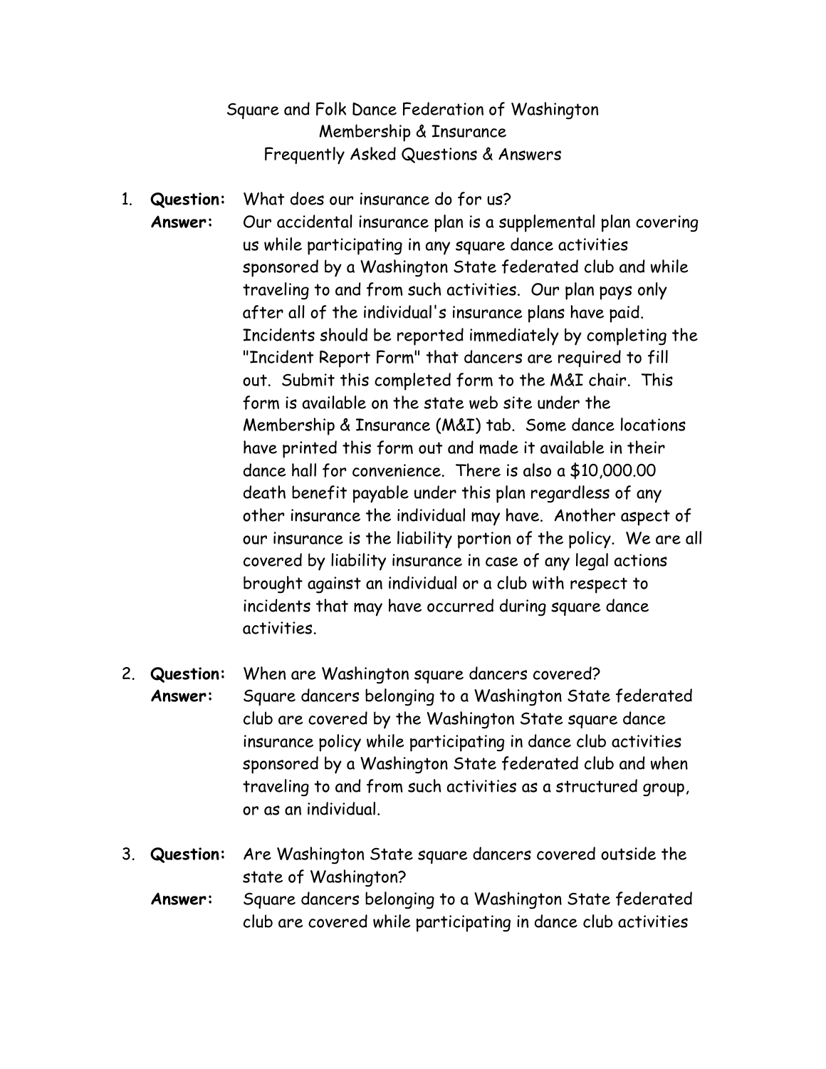# Square and Folk Dance Federation of Washington
## Membership & Insurance
## Frequently Asked Questions & Answers

1. **Question:** What does our insurance do for us?

   **Answer:** Our accidental insurance plan is a supplemental plan covering us while participating in any square dance activities sponsored by a Washington State federated club and while traveling to and from such activities. Our plan pays only after all of the individual's insurance plans have paid. Incidents should be reported immediately by completing the "Incident Report Form" that dancers are required to fill out. Submit this completed form to the M&I chair. This form is available on the state web site under the Membership & Insurance (M&I) tab. Some dance locations have printed this form out and made it available in their dance hall for convenience. There is also a $10,000.00 death benefit payable under this plan regardless of any other insurance the individual may have. Another aspect of our insurance is the liability portion of the policy. We are all covered by liability insurance in case of any legal actions brought against an individual or a club with respect to incidents that may have occurred during square dance activities.

2. **Question:** When are Washington square dancers covered?

   **Answer:** Square dancers belonging to a Washington State federated club are covered by the Washington State square dance insurance policy while participating in dance club activities sponsored by a Washington State federated club and when traveling to and from such activities as a structured group, or as an individual.

3. **Question:** Are Washington State square dancers covered outside the state of Washington?

   **Answer:** Square dancers belonging to a Washington State federated club are covered while participating in dance club activities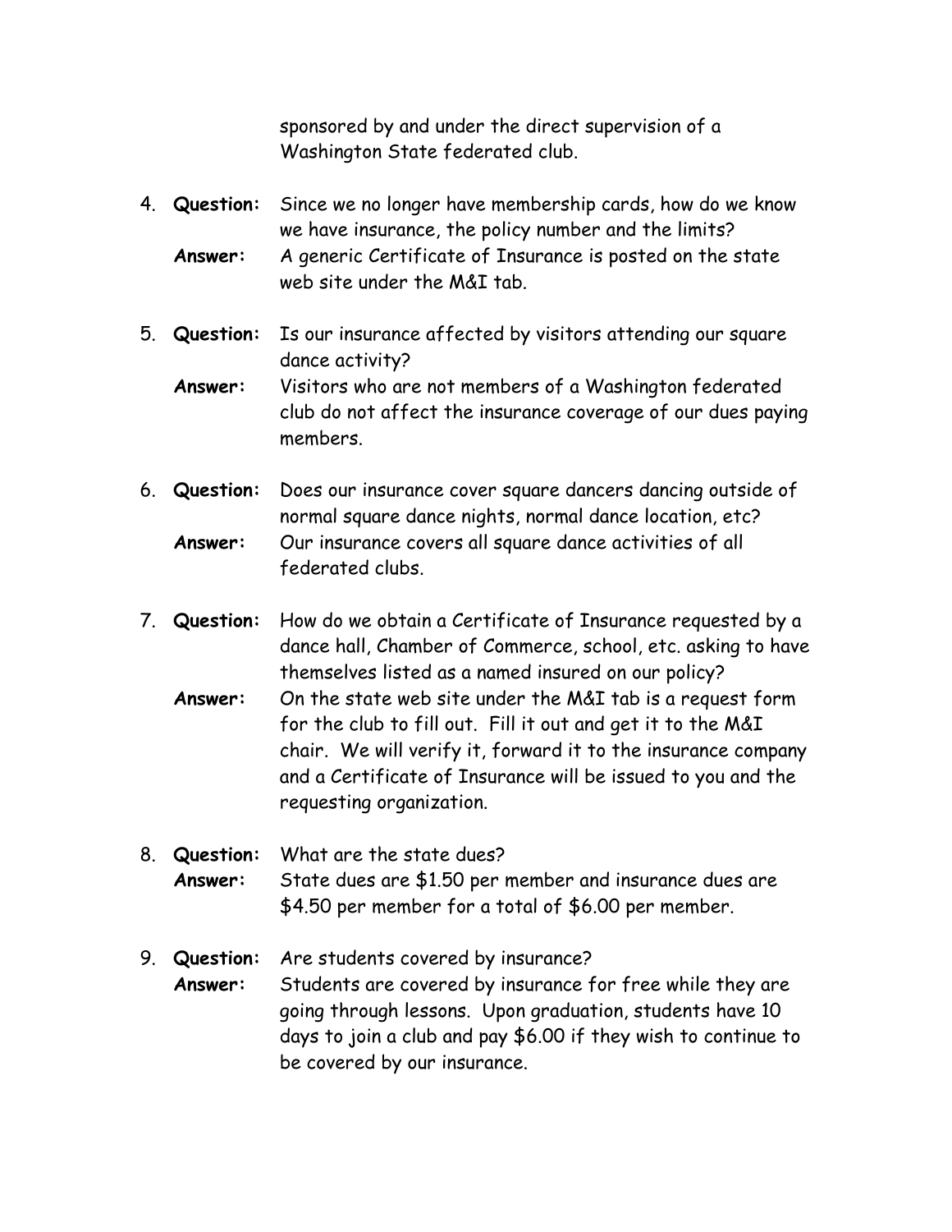sponsored by and under the direct supervision of a Washington State federated club.

4. **Question:** Since we no longer have membership cards, how do we know we have insurance, the policy number and the limits?
   **Answer:** A generic Certificate of Insurance is posted on the state web site under the M&I tab.

5. **Question:** Is our insurance affected by visitors attending our square dance activity?
   **Answer:** Visitors who are not members of a Washington federated club do not affect the insurance coverage of our dues paying members.

6. **Question:** Does our insurance cover square dancers dancing outside of normal square dance nights, normal dance location, etc?
   **Answer:** Our insurance covers all square dance activities of all federated clubs.

7. **Question:** How do we obtain a Certificate of Insurance requested by a dance hall, Chamber of Commerce, school, etc. asking to have themselves listed as a named insured on our policy?
   **Answer:** On the state web site under the M&I tab is a request form for the club to fill out. Fill it out and get it to the M&I chair. We will verify it, forward it to the insurance company and a Certificate of Insurance will be issued to you and the requesting organization.

8. **Question:** What are the state dues?
   **Answer:** State dues are $1.50 per member and insurance dues are $4.50 per member for a total of $6.00 per member.

9. **Question:** Are students covered by insurance?
   **Answer:** Students are covered by insurance for free while they are going through lessons. Upon graduation, students have 10 days to join a club and pay $6.00 if they wish to continue to be covered by our insurance.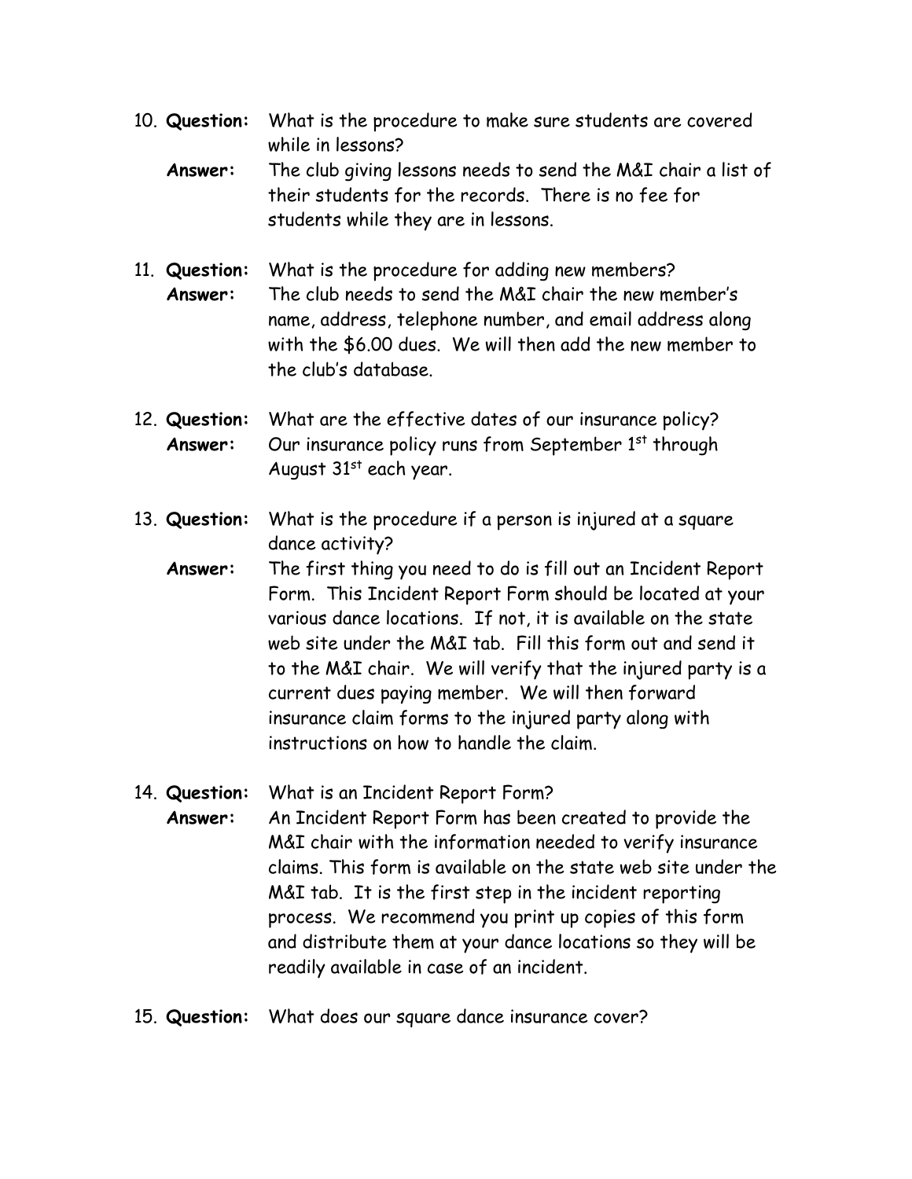10. **Question:** What is the procedure to make sure students are covered while in lessons?

    **Answer:** The club giving lessons needs to send the M&I chair a list of their students for the records. There is no fee for students while they are in lessons.

11. **Question:** What is the procedure for adding new members?

    **Answer:** The club needs to send the M&I chair the new member's name, address, telephone number, and email address along with the $6.00 dues. We will then add the new member to the club's database.

12. **Question:** What are the effective dates of our insurance policy?

    **Answer:** Our insurance policy runs from September 1st through August 31st each year.

13. **Question:** What is the procedure if a person is injured at a square dance activity?

    **Answer:** The first thing you need to do is fill out an Incident Report Form. This Incident Report Form should be located at your various dance locations. If not, it is available on the state web site under the M&I tab. Fill this form out and send it to the M&I chair. We will verify that the injured party is a current dues paying member. We will then forward insurance claim forms to the injured party along with instructions on how to handle the claim.

14. **Question:** What is an Incident Report Form?

    **Answer:** An Incident Report Form has been created to provide the M&I chair with the information needed to verify insurance claims. This form is available on the state web site under the M&I tab. It is the first step in the incident reporting process. We recommend you print up copies of this form and distribute them at your dance locations so they will be readily available in case of an incident.

15. **Question:** What does our square dance insurance cover?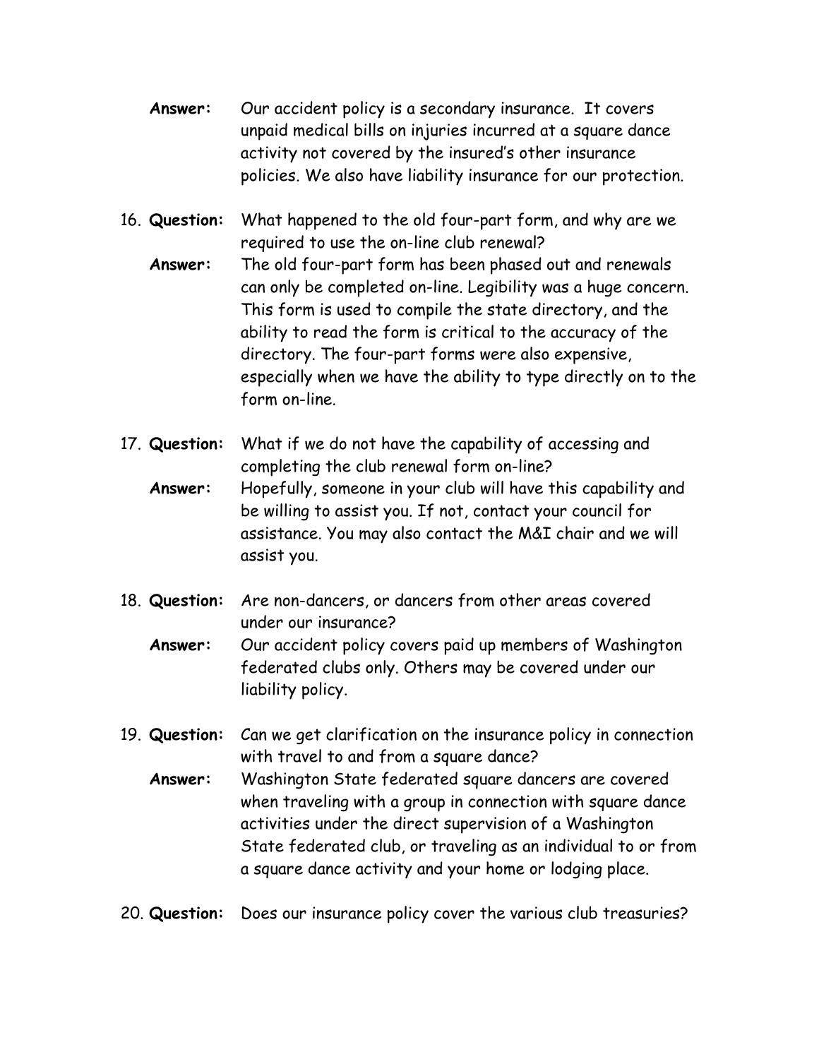**Answer:** Our accident policy is a secondary insurance. It covers unpaid medical bills on injuries incurred at a square dance activity not covered by the insured's other insurance policies. We also have liability insurance for our protection.

16. **Question:** What happened to the old four-part form, and why are we required to use the on-line club renewal?

    **Answer:** The old four-part form has been phased out and renewals can only be completed on-line. Legibility was a huge concern. This form is used to compile the state directory, and the ability to read the form is critical to the accuracy of the directory. The four-part forms were also expensive, especially when we have the ability to type directly on to the form on-line.

17. **Question:** What if we do not have the capability of accessing and completing the club renewal form on-line?

    **Answer:** Hopefully, someone in your club will have this capability and be willing to assist you. If not, contact your council for assistance. You may also contact the M&I chair and we will assist you.

18. **Question:** Are non-dancers, or dancers from other areas covered under our insurance?

    **Answer:** Our accident policy covers paid up members of Washington federated clubs only. Others may be covered under our liability policy.

19. **Question:** Can we get clarification on the insurance policy in connection with travel to and from a square dance?

    **Answer:** Washington State federated square dancers are covered when traveling with a group in connection with square dance activities under the direct supervision of a Washington State federated club, or traveling as an individual to or from a square dance activity and your home or lodging place.

20. **Question:** Does our insurance policy cover the various club treasuries?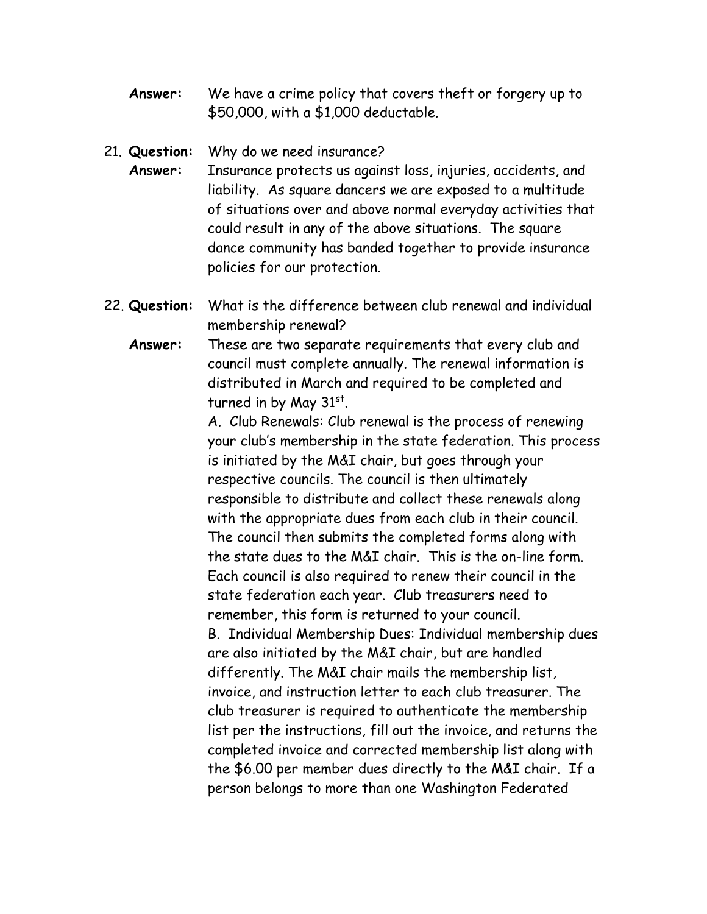**Answer:** We have a crime policy that covers theft or forgery up to $50,000, with a $1,000 deductable.

21. **Question:** Why do we need insurance?

    **Answer:** Insurance protects us against loss, injuries, accidents, and liability. As square dancers we are exposed to a multitude of situations over and above normal everyday activities that could result in any of the above situations. The square dance community has banded together to provide insurance policies for our protection.

22. **Question:** What is the difference between club renewal and individual membership renewal?

    **Answer:** These are two separate requirements that every club and council must complete annually. The renewal information is distributed in March and required to be completed and turned in by May 31st.

    A. Club Renewals: Club renewal is the process of renewing your club's membership in the state federation. This process is initiated by the M&I chair, but goes through your respective councils. The council is then ultimately responsible to distribute and collect these renewals along with the appropriate dues from each club in their council. The council then submits the completed forms along with the state dues to the M&I chair. This is the on-line form. Each council is also required to renew their council in the state federation each year. Club treasurers need to remember, this form is returned to your council.

    B. Individual Membership Dues: Individual membership dues are also initiated by the M&I chair, but are handled differently. The M&I chair mails the membership list, invoice, and instruction letter to each club treasurer. The club treasurer is required to authenticate the membership list per the instructions, fill out the invoice, and returns the completed invoice and corrected membership list along with the $6.00 per member dues directly to the M&I chair. If a person belongs to more than one Washington Federated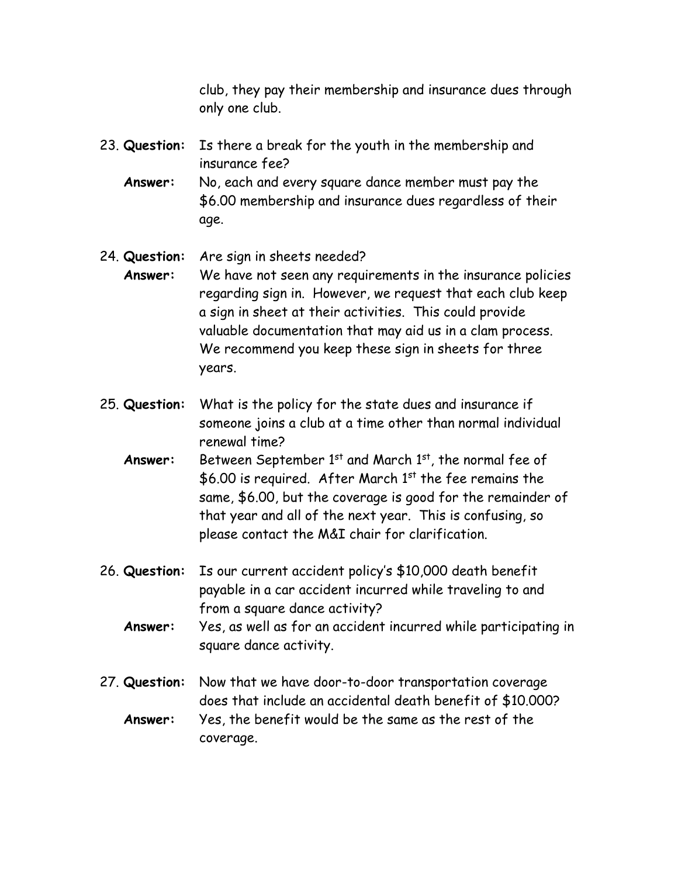club, they pay their membership and insurance dues through only one club.

23. **Question:** Is there a break for the youth in the membership and insurance fee?

    **Answer:** No, each and every square dance member must pay the $6.00 membership and insurance dues regardless of their age.

24. **Question:** Are sign in sheets needed?

    **Answer:** We have not seen any requirements in the insurance policies regarding sign in. However, we request that each club keep a sign in sheet at their activities. This could provide valuable documentation that may aid us in a clam process. We recommend you keep these sign in sheets for three years.

25. **Question:** What is the policy for the state dues and insurance if someone joins a club at a time other than normal individual renewal time?

    **Answer:** Between September 1st and March 1st, the normal fee of $6.00 is required. After March 1st the fee remains the same, $6.00, but the coverage is good for the remainder of that year and all of the next year. This is confusing, so please contact the M&I chair for clarification.

26. **Question:** Is our current accident policy's $10,000 death benefit payable in a car accident incurred while traveling to and from a square dance activity?

    **Answer:** Yes, as well as for an accident incurred while participating in square dance activity.

27. **Question:** Now that we have door-to-door transportation coverage does that include an accidental death benefit of $10.000?

    **Answer:** Yes, the benefit would be the same as the rest of the coverage.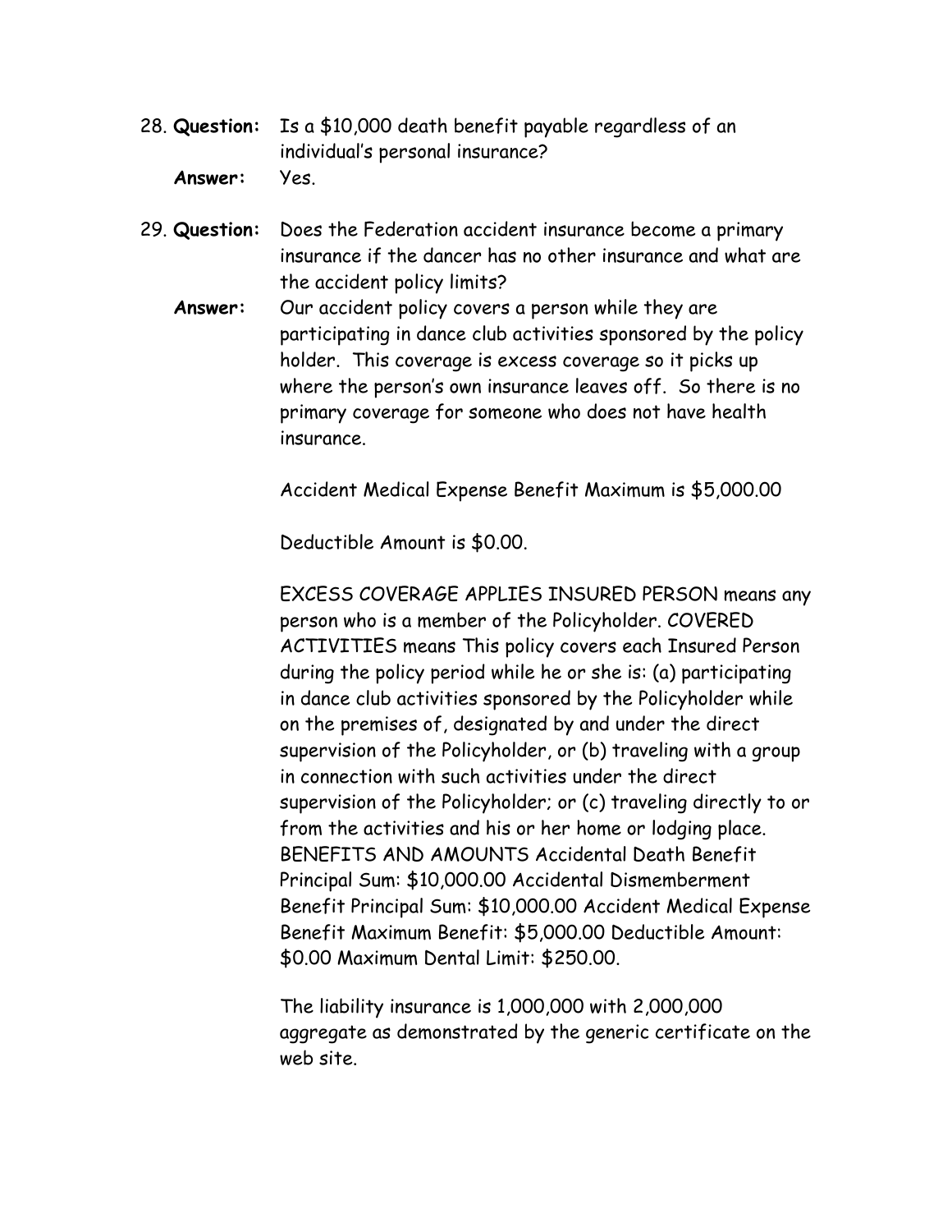28. **Question:** Is a $10,000 death benefit payable regardless of an individual's personal insurance?

    **Answer:** Yes.

29. **Question:** Does the Federation accident insurance become a primary insurance if the dancer has no other insurance and what are the accident policy limits?

    **Answer:** Our accident policy covers a person while they are participating in dance club activities sponsored by the policy holder. This coverage is excess coverage so it picks up where the person's own insurance leaves off. So there is no primary coverage for someone who does not have health insurance.

    Accident Medical Expense Benefit Maximum is $5,000.00

    Deductible Amount is $0.00.

    EXCESS COVERAGE APPLIES INSURED PERSON means any person who is a member of the Policyholder. COVERED ACTIVITIES means This policy covers each Insured Person during the policy period while he or she is: (a) participating in dance club activities sponsored by the Policyholder while on the premises of, designated by and under the direct supervision of the Policyholder, or (b) traveling with a group in connection with such activities under the direct supervision of the Policyholder; or (c) traveling directly to or from the activities and his or her home or lodging place. BENEFITS AND AMOUNTS Accidental Death Benefit Principal Sum: $10,000.00 Accidental Dismemberment Benefit Principal Sum: $10,000.00 Accident Medical Expense Benefit Maximum Benefit: $5,000.00 Deductible Amount: $0.00 Maximum Dental Limit: $250.00.

    The liability insurance is 1,000,000 with 2,000,000 aggregate as demonstrated by the generic certificate on the web site.